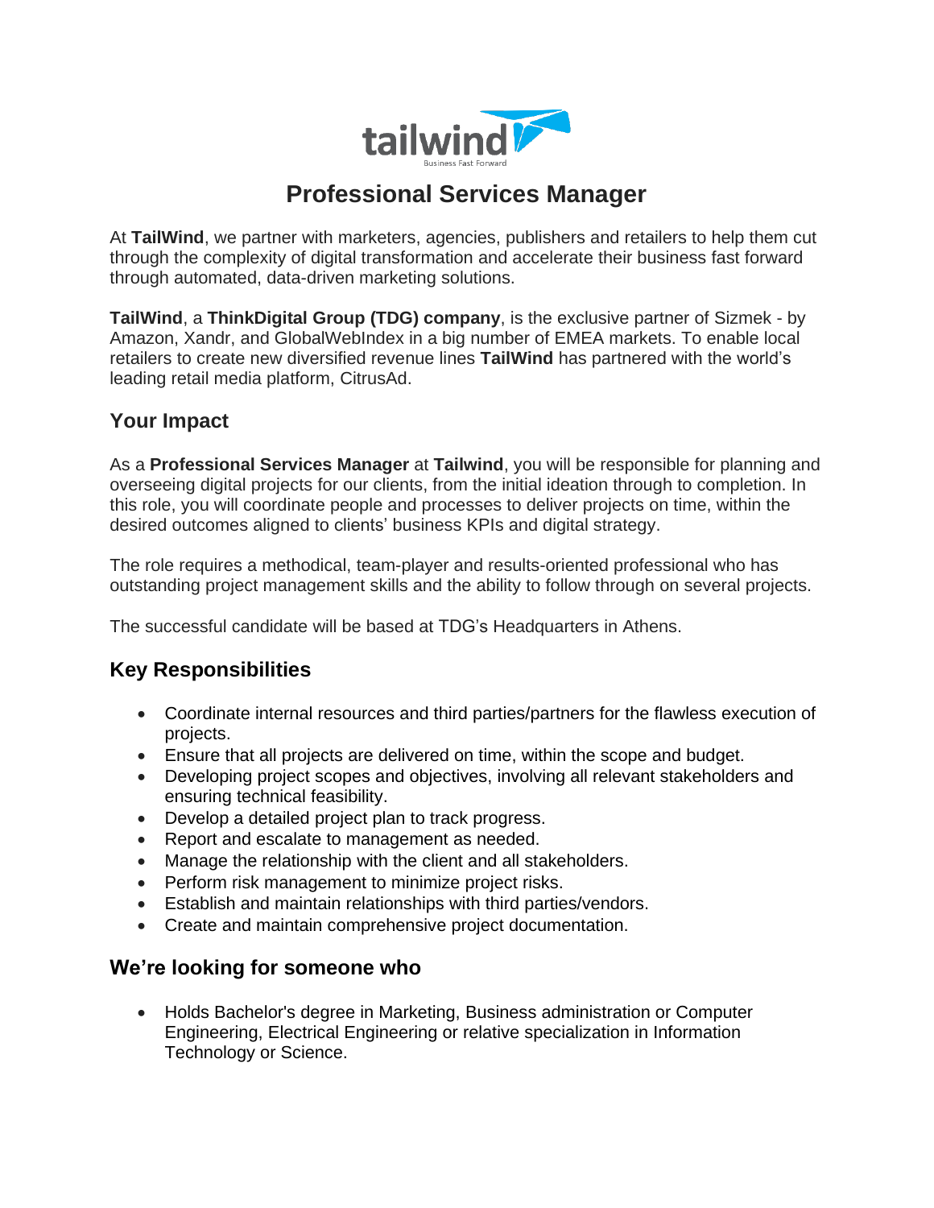# Professional Services Manager

At **TailWind**, we partner with marketers, agencies, publishers and retailers to help them cut through the complexity of digital transformation and accelerate their business fast forward through automated, data-driven marketing solutions.

**TailWind**, a **ThinkDigital Group (TDG) company**, is the exclusive partner of Sizmek - by Amazon, Xandr, and GlobalWebIndex in a big number of EMEA markets. To enable local retailers to create new diversified revenue lines **TailWind** has partnered with the world's leading retail media platform, CitrusAd.

## Your Impact

As a **Professional Services Manager** at **Tailwind**, you will be responsible for planning and overseeing digital projects for our clients, from the initial ideation through to completion. In this role, you will coordinate people and processes to deliver projects on time, within the desired outcomes aligned to clients' business KPIs and digital strategy.

The role requires a methodical, team-player and results-oriented professional who has outstanding project management skills and the ability to follow through on several projects.

The successful candidate will be based at TDG's Headquarters in Athens.

## Key Responsibilities

- Coordinate internal resources and third parties/partners for the flawless execution of projects.
- Ensure that all projects are delivered on time, within the scope and budget.
- Developing project scopes and objectives, involving all relevant stakeholders and ensuring technical feasibility.
- Develop a detailed project plan to track progress.
- Report and escalate to management as needed.
- Manage the relationship with the client and all stakeholders.
- Perform risk management to minimize project risks.
- Establish and maintain relationships with third parties/vendors.
- Create and maintain comprehensive project documentation.

## We're looking for someone who

- Holds Bachelor's degree in Marketing, Business administration or Computer Engineering, Electrical Engineering or relative specialization in Information Technology or Science.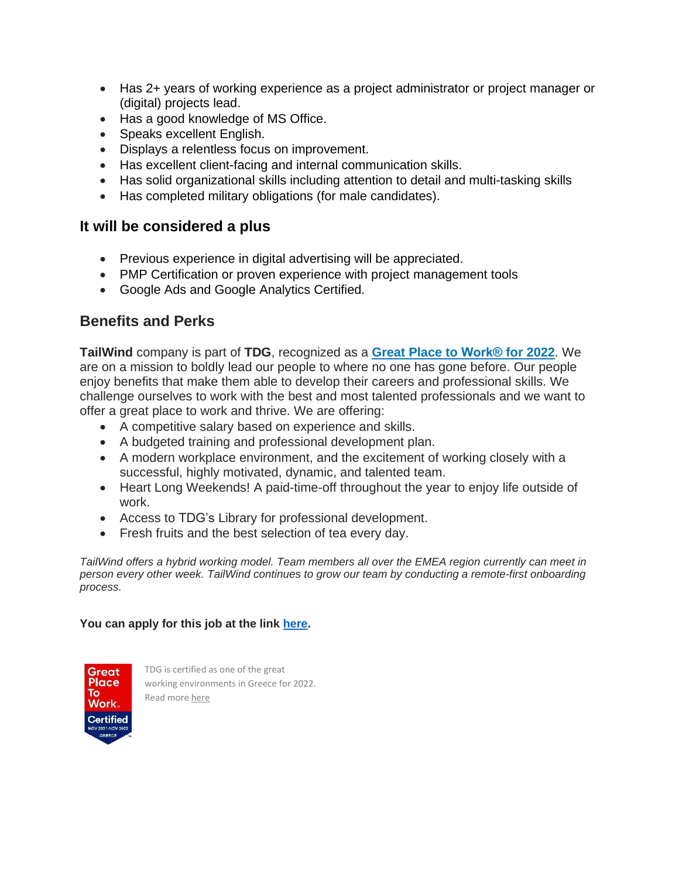- Has 2+ years of working experience as a project administrator or project manager or (digital) projects lead.
- Has a good knowledge of MS Office.
- Speaks excellent English.
- Displays a relentless focus on improvement.
- Has excellent client-facing and internal communication skills.
- Has solid organizational skills including attention to detail and multi-tasking skills
- Has completed military obligations (for male candidates).

## It will be considered a plus

- Previous experience in digital advertising will be appreciated.
- PMP Certification or proven experience with project management tools
- Google Ads and Google Analytics Certified.

## Benefits and Perks

**TailWind** company is part of **TDG**, recognized as a **Great Place to Work® for 2022**. We are on a mission to boldly lead our people to where no one has gone before. Our people enjoy benefits that make them able to develop their careers and professional skills. We challenge ourselves to work with the best and most talented professionals and we want to offer a great place to work and thrive. We are offering:

- A competitive salary based on experience and skills.
- A budgeted training and professional development plan.
- A modern workplace environment, and the excitement of working closely with a successful, highly motivated, dynamic, and talented team.
- Heart Long Weekends! A paid-time-off throughout the year to enjoy life outside of work.
- Access to TDG's Library for professional development.
- Fresh fruits and the best selection of tea every day.

*TailWind offers a hybrid working model. Team members all over the EMEA region currently can meet in person every other week. TailWind continues to grow our team by conducting a remote-first onboarding process.*

**You can apply for this job at the link here.**

Great Place To Work Certified NOV 2021-NOV 2022 GREECE

TDG is certified as one of the great working environments in Greece for 2022. Read more here